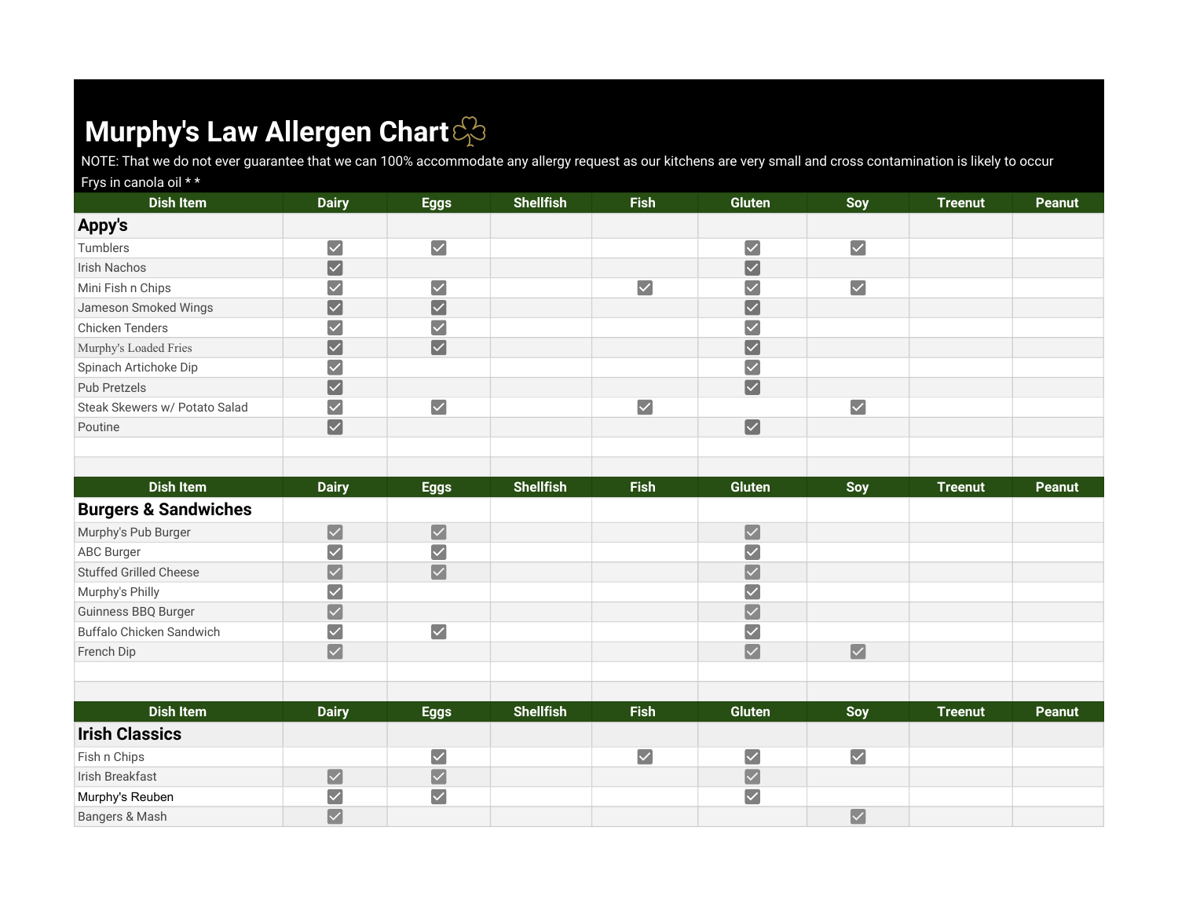# Murphy's Law Allergen Chart

NOTE: That we do not ever guarantee that we can 100% accommodate any allergy request as our kitchens are very small and cross contamination is likely to occur

Frys in canola oil * *

| Dish Item | Dairy | Eggs | Shellfish | Fish | Gluten | Soy | Treenut | Peanut |
|---|---|---|---|---|---|---|---|---|
| **Appy's** | | | | | | | | |
| Tumblers | ✓ | ✓ | | | ✓ | ✓ | | |
| Irish Nachos | ✓ | | | | ✓ | | | |
| Mini Fish n Chips | ✓ | ✓ | | ✓ | ✓ | ✓ | | |
| Jameson Smoked Wings | ✓ | ✓ | | | ✓ | | | |
| Chicken Tenders | ✓ | ✓ | | | ✓ | | | |
| Murphy's Loaded Fries | ✓ | ✓ | | | ✓ | | | |
| Spinach Artichoke Dip | ✓ | | | | ✓ | | | |
| Pub Pretzels | ✓ | | | | ✓ | | | |
| Steak Skewers w/ Potato Salad | ✓ | ✓ | | ✓ | | ✓ | | |
| Poutine | ✓ | | | | ✓ | | | |

| Dish Item | Dairy | Eggs | Shellfish | Fish | Gluten | Soy | Treenut | Peanut |
|---|---|---|---|---|---|---|---|---|
| **Burgers & Sandwiches** | | | | | | | | |
| Murphy's Pub Burger | ✓ | ✓ | | | ✓ | | | |
| ABC Burger | ✓ | ✓ | | | ✓ | | | |
| Stuffed Grilled Cheese | ✓ | ✓ | | | ✓ | | | |
| Murphy's Philly | ✓ | | | | ✓ | | | |
| Guinness BBQ Burger | ✓ | | | | ✓ | | | |
| Buffalo Chicken Sandwich | ✓ | ✓ | | | ✓ | | | |
| French Dip | ✓ | | | | ✓ | ✓ | | |

| Dish Item | Dairy | Eggs | Shellfish | Fish | Gluten | Soy | Treenut | Peanut |
|---|---|---|---|---|---|---|---|---|
| **Irish Classics** | | | | | | | | |
| Fish n Chips | | ✓ | | ✓ | ✓ | ✓ | | |
| Irish Breakfast | ✓ | ✓ | | | ✓ | | | |
| Murphy's Reuben | ✓ | ✓ | | | ✓ | | | |
| Bangers & Mash | ✓ | | | | | ✓ | | |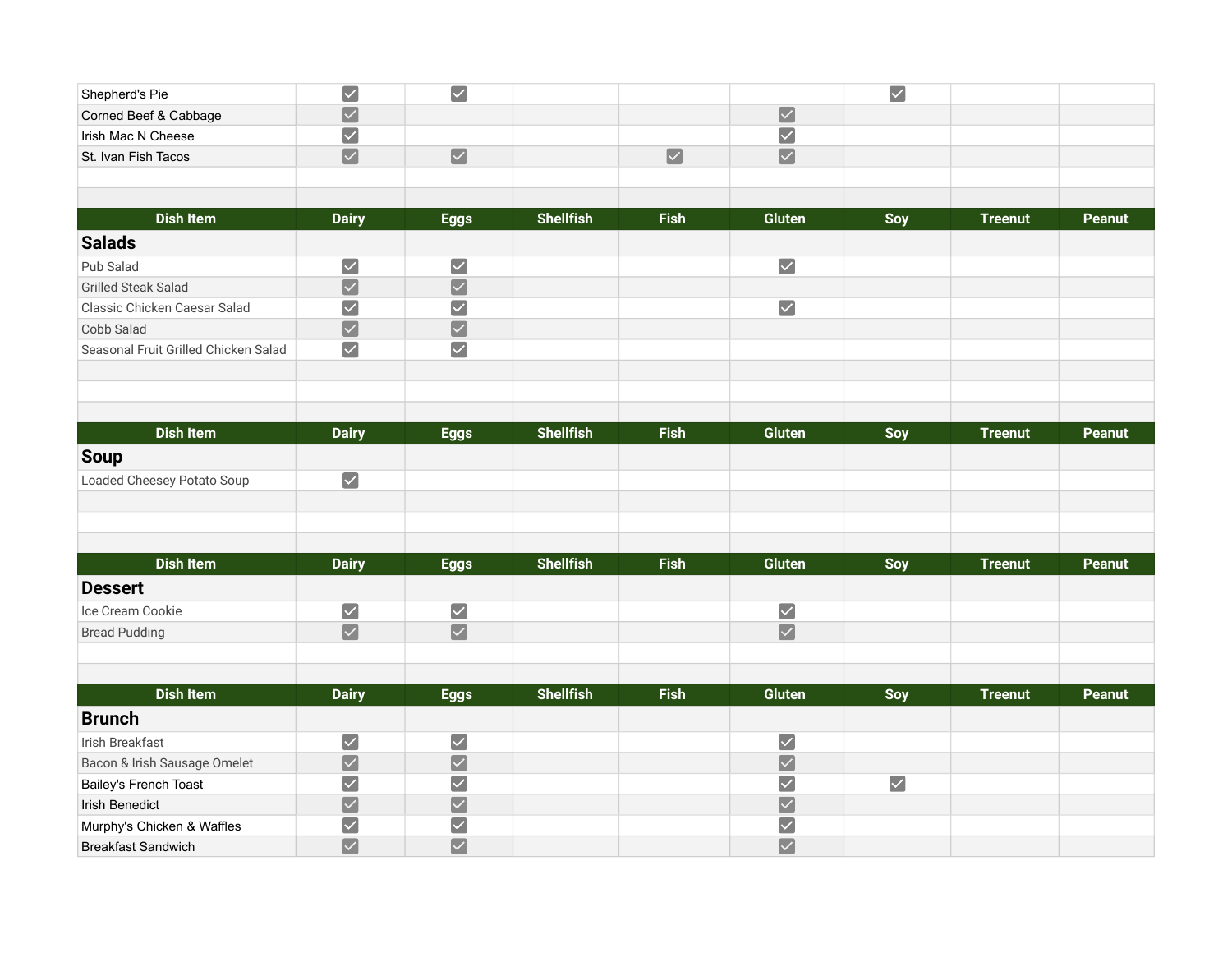| Dish Item | Dairy | Eggs | Shellfish | Fish | Gluten | Soy | Treenut | Peanut |
|---|---|---|---|---|---|---|---|---|
| Shepherd's Pie | ✓ | ✓ | | | | ✓ | | |
| Corned Beef & Cabbage | ✓ | | | | ✓ | | | |
| Irish Mac N Cheese | ✓ | | | | ✓ | | | |
| St. Ivan Fish Tacos | ✓ | ✓ | | ✓ | ✓ | | | |

| Dish Item | Dairy | Eggs | Shellfish | Fish | Gluten | Soy | Treenut | Peanut |
|---|---|---|---|---|---|---|---|---|
| **Salads** | | | | | | | | |
| Pub Salad | ✓ | ✓ | | | ✓ | | | |
| Grilled Steak Salad | ✓ | ✓ | | | | | | |
| Classic Chicken Caesar Salad | ✓ | ✓ | | | ✓ | | | |
| Cobb Salad | ✓ | ✓ | | | | | | |
| Seasonal Fruit Grilled Chicken Salad | ✓ | ✓ | | | | | | |

| Dish Item | Dairy | Eggs | Shellfish | Fish | Gluten | Soy | Treenut | Peanut |
|---|---|---|---|---|---|---|---|---|
| **Soup** | | | | | | | | |
| Loaded Cheesey Potato Soup | ✓ | | | | | | | |

| Dish Item | Dairy | Eggs | Shellfish | Fish | Gluten | Soy | Treenut | Peanut |
|---|---|---|---|---|---|---|---|---|
| **Dessert** | | | | | | | | |
| Ice Cream Cookie | ✓ | ✓ | | | ✓ | | | |
| Bread Pudding | ✓ | ✓ | | | ✓ | | | |

| Dish Item | Dairy | Eggs | Shellfish | Fish | Gluten | Soy | Treenut | Peanut |
|---|---|---|---|---|---|---|---|---|
| **Brunch** | | | | | | | | |
| Irish Breakfast | ✓ | ✓ | | | ✓ | | | |
| Bacon & Irish Sausage Omelet | ✓ | ✓ | | | ✓ | | | |
| Bailey's French Toast | ✓ | ✓ | | | ✓ | ✓ | | |
| Irish Benedict | ✓ | ✓ | | | ✓ | | | |
| Murphy's Chicken & Waffles | ✓ | ✓ | | | ✓ | | | |
| Breakfast Sandwich | ✓ | ✓ | | | ✓ | | | |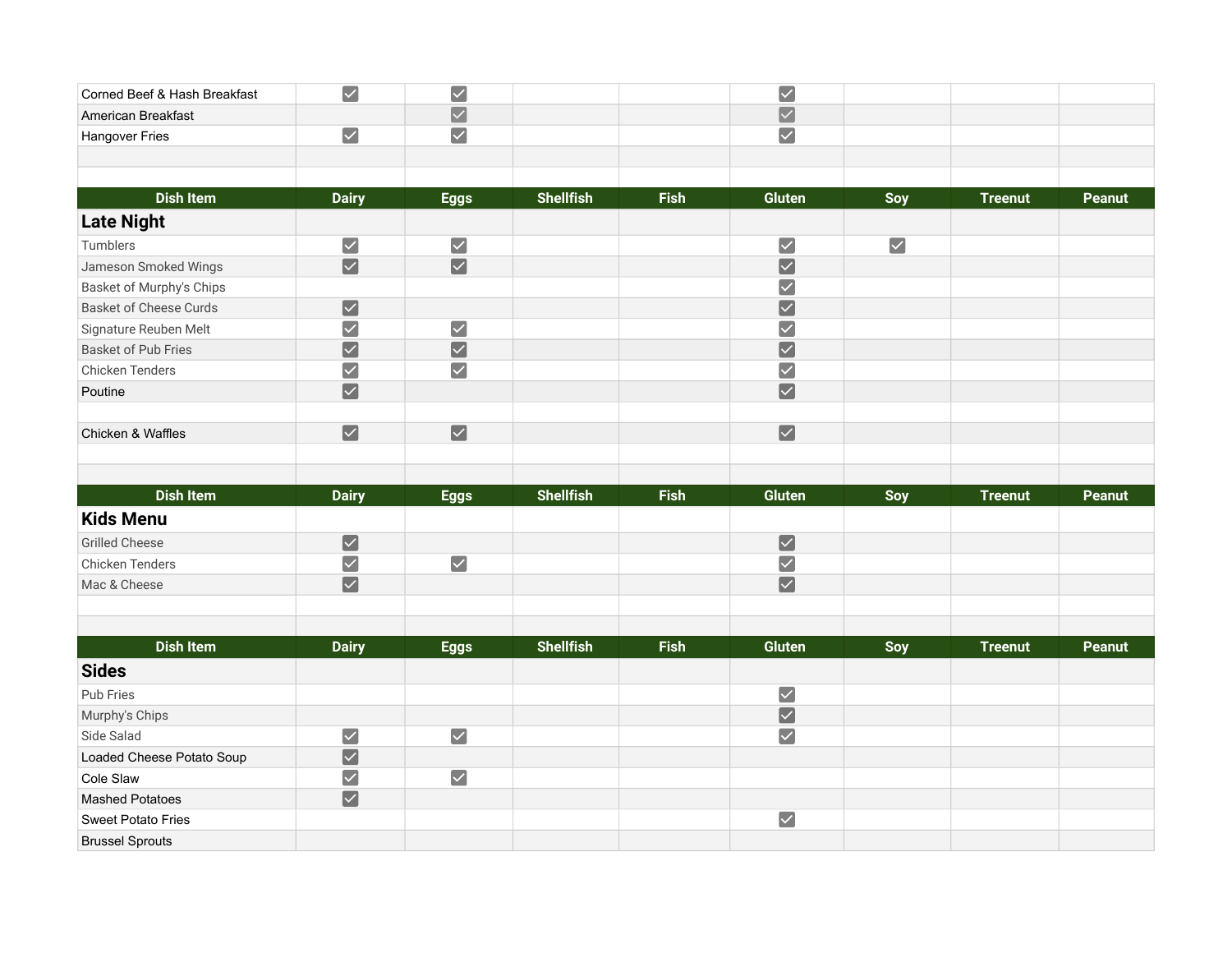| Dish Item | Dairy | Eggs | Shellfish | Fish | Gluten | Soy | Treenut | Peanut |
|---|---|---|---|---|---|---|---|---|
| Corned Beef & Hash Breakfast | ✓ | ✓ | | | ✓ | | | |
| American Breakfast | | ✓ | | | ✓ | | | |
| Hangover Fries | ✓ | ✓ | | | ✓ | | | |

| Dish Item | Dairy | Eggs | Shellfish | Fish | Gluten | Soy | Treenut | Peanut |
|---|---|---|---|---|---|---|---|---|
| **Late Night** | | | | | | | | |
| Tumblers | ✓ | ✓ | | | ✓ | ✓ | | |
| Jameson Smoked Wings | ✓ | ✓ | | | ✓ | | | |
| Basket of Murphy's Chips | | | | | ✓ | | | |
| Basket of Cheese Curds | ✓ | | | | ✓ | | | |
| Signature Reuben Melt | ✓ | ✓ | | | ✓ | | | |
| Basket of Pub Fries | ✓ | ✓ | | | ✓ | | | |
| Chicken Tenders | ✓ | ✓ | | | ✓ | | | |
| Poutine | ✓ | | | | ✓ | | | |
| | | | | | | | | |
| Chicken & Waffles | ✓ | ✓ | | | ✓ | | | |

| Dish Item | Dairy | Eggs | Shellfish | Fish | Gluten | Soy | Treenut | Peanut |
|---|---|---|---|---|---|---|---|---|
| **Kids Menu** | | | | | | | | |
| Grilled Cheese | ✓ | | | | ✓ | | | |
| Chicken Tenders | ✓ | ✓ | | | ✓ | | | |
| Mac & Cheese | ✓ | | | | ✓ | | | |

| Dish Item | Dairy | Eggs | Shellfish | Fish | Gluten | Soy | Treenut | Peanut |
|---|---|---|---|---|---|---|---|---|
| **Sides** | | | | | | | | |
| Pub Fries | | | | | ✓ | | | |
| Murphy's Chips | | | | | ✓ | | | |
| Side Salad | ✓ | ✓ | | | ✓ | | | |
| Loaded Cheese Potato Soup | ✓ | | | | | | | |
| Cole Slaw | ✓ | ✓ | | | | | | |
| Mashed Potatoes | ✓ | | | | | | | |
| Sweet Potato Fries | | | | | ✓ | | | |
| Brussel Sprouts | | | | | | | | |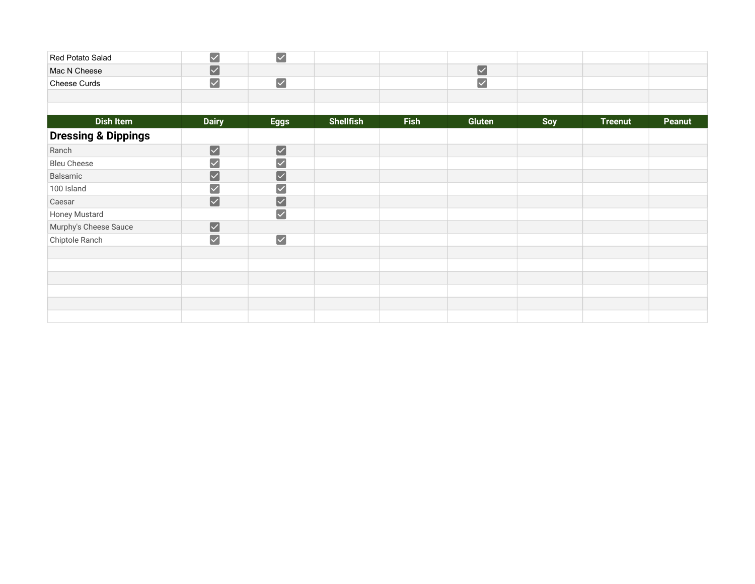| | | | | | | | | |
|---|---|---|---|---|---|---|---|---|
| Red Potato Salad | ✓ | ✓ | | | | | | |
| Mac N Cheese | ✓ | | | | ✓ | | | |
| Cheese Curds | ✓ | ✓ | | | ✓ | | | |
| | | | | | | | | |
| | | | | | | | | |

| Dish Item | Dairy | Eggs | Shellfish | Fish | Gluten | Soy | Treenut | Peanut |
|---|---|---|---|---|---|---|---|---|
| **Dressing & Dippings** | | | | | | | | |
| Ranch | ✓ | ✓ | | | | | | |
| Bleu Cheese | ✓ | ✓ | | | | | | |
| Balsamic | ✓ | ✓ | | | | | | |
| 100 Island | ✓ | ✓ | | | | | | |
| Caesar | ✓ | ✓ | | | | | | |
| Honey Mustard | | ✓ | | | | | | |
| Murphy's Cheese Sauce | ✓ | | | | | | | |
| Chiptole Ranch | ✓ | ✓ | | | | | | |
| | | | | | | | | |
| | | | | | | | | |
| | | | | | | | | |
| | | | | | | | | |
| | | | | | | | | |
| | | | | | | | | |